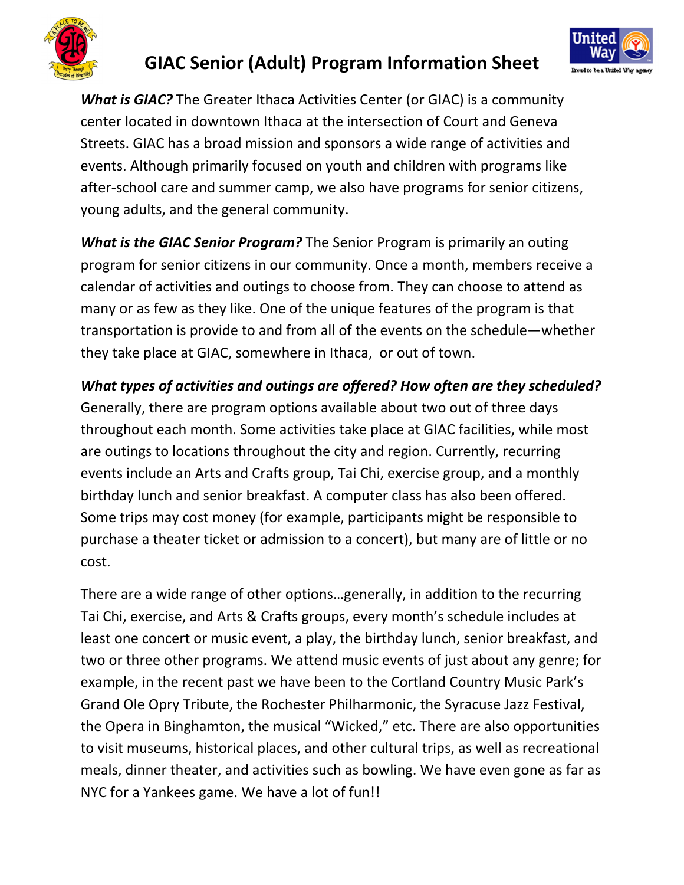# GIAC Senior (Adult) Program Information Sheet

***What is GIAC?*** The Greater Ithaca Activities Center (or GIAC) is a community center located in downtown Ithaca at the intersection of Court and Geneva Streets. GIAC has a broad mission and sponsors a wide range of activities and events. Although primarily focused on youth and children with programs like after-school care and summer camp, we also have programs for senior citizens, young adults, and the general community.

***What is the GIAC Senior Program?*** The Senior Program is primarily an outing program for senior citizens in our community. Once a month, members receive a calendar of activities and outings to choose from. They can choose to attend as many or as few as they like. One of the unique features of the program is that transportation is provide to and from all of the events on the schedule—whether they take place at GIAC, somewhere in Ithaca, or out of town.

***What types of activities and outings are offered? How often are they scheduled?*** Generally, there are program options available about two out of three days throughout each month. Some activities take place at GIAC facilities, while most are outings to locations throughout the city and region. Currently, recurring events include an Arts and Crafts group, Tai Chi, exercise group, and a monthly birthday lunch and senior breakfast. A computer class has also been offered. Some trips may cost money (for example, participants might be responsible to purchase a theater ticket or admission to a concert), but many are of little or no cost.

There are a wide range of other options…generally, in addition to the recurring Tai Chi, exercise, and Arts & Crafts groups, every month's schedule includes at least one concert or music event, a play, the birthday lunch, senior breakfast, and two or three other programs. We attend music events of just about any genre; for example, in the recent past we have been to the Cortland Country Music Park's Grand Ole Opry Tribute, the Rochester Philharmonic, the Syracuse Jazz Festival, the Opera in Binghamton, the musical "Wicked," etc. There are also opportunities to visit museums, historical places, and other cultural trips, as well as recreational meals, dinner theater, and activities such as bowling. We have even gone as far as NYC for a Yankees game. We have a lot of fun!!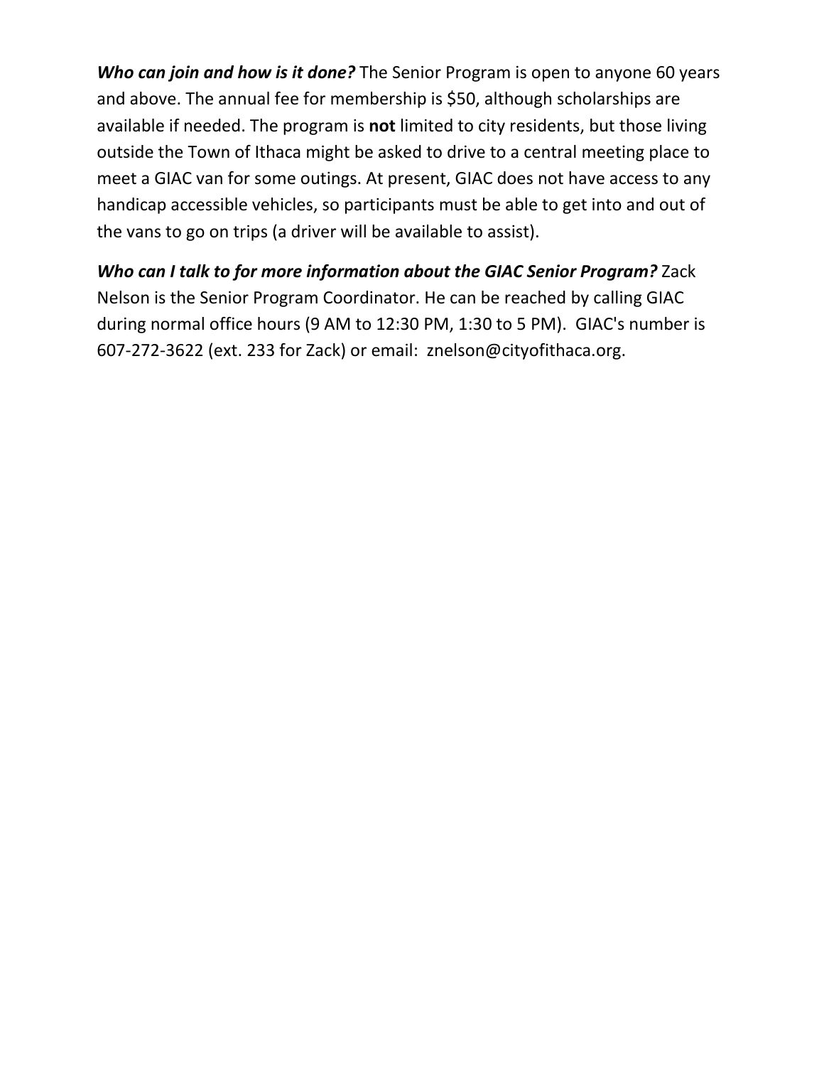***Who can join and how is it done?*** The Senior Program is open to anyone 60 years and above. The annual fee for membership is $50, although scholarships are available if needed. The program is **not** limited to city residents, but those living outside the Town of Ithaca might be asked to drive to a central meeting place to meet a GIAC van for some outings. At present, GIAC does not have access to any handicap accessible vehicles, so participants must be able to get into and out of the vans to go on trips (a driver will be available to assist).

***Who can I talk to for more information about the GIAC Senior Program?*** Zack Nelson is the Senior Program Coordinator. He can be reached by calling GIAC during normal office hours (9 AM to 12:30 PM, 1:30 to 5 PM). GIAC's number is 607-272-3622 (ext. 233 for Zack) or email: znelson@cityofithaca.org.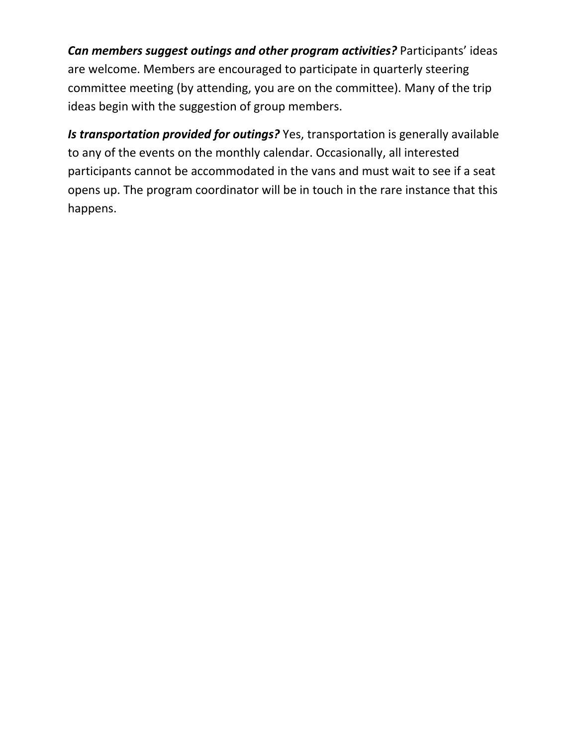***Can members suggest outings and other program activities?*** Participants' ideas are welcome. Members are encouraged to participate in quarterly steering committee meeting (by attending, you are on the committee). Many of the trip ideas begin with the suggestion of group members.

***Is transportation provided for outings?*** Yes, transportation is generally available to any of the events on the monthly calendar. Occasionally, all interested participants cannot be accommodated in the vans and must wait to see if a seat opens up. The program coordinator will be in touch in the rare instance that this happens.